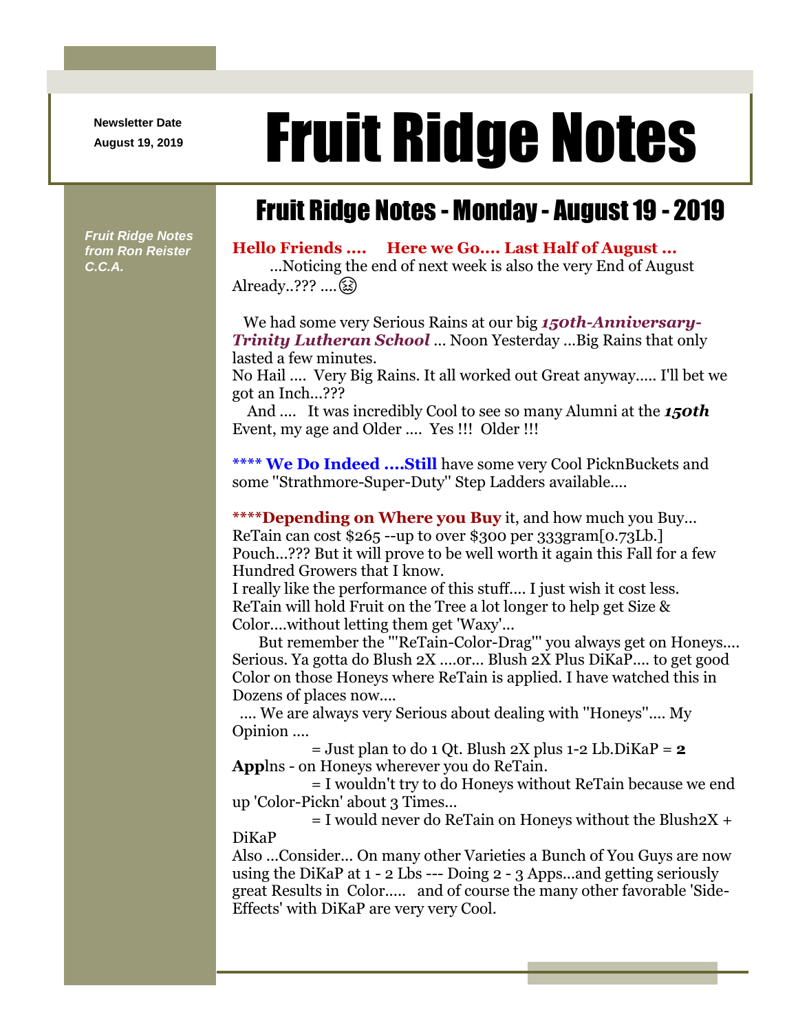Newsletter Date
August 19, 2019

# Fruit Ridge Notes

*Fruit Ridge Notes from Ron Reister C.C.A.*

## Fruit Ridge Notes - Monday - August 19 - 2019

**Hello Friends .... Here we Go.... Last Half of August ...**
...Noticing the end of next week is also the very End of August Already..??? ....😫

We had some very Serious Rains at our big ***150th-Anniversary-Trinity Lutheran School*** ... Noon Yesterday ...Big Rains that only lasted a few minutes.
No Hail .... Very Big Rains. It all worked out Great anyway..... I'll bet we got an Inch...???
And .... It was incredibly Cool to see so many Alumni at the ***150th*** Event, my age and Older .... Yes !!! Older !!!

**\*\*\*\* We Do Indeed ....Still** have some very Cool PicknBuckets and some "Strathmore-Super-Duty" Step Ladders available....

**\*\*\*\*Depending on Where you Buy** it, and how much you Buy... ReTain can cost $265 --up to over $300 per 333gram[0.73Lb.] Pouch...??? But it will prove to be well worth it again this Fall for a few Hundred Growers that I know.
I really like the performance of this stuff.... I just wish it cost less.
ReTain will hold Fruit on the Tree a lot longer to help get Size & Color....without letting them get 'Waxy'...
But remember the '"ReTain-Color-Drag"' you always get on Honeys.... Serious. Ya gotta do Blush 2X ....or... Blush 2X Plus DiKaP.... to get good Color on those Honeys where ReTain is applied. I have watched this in Dozens of places now....
.... We are always very Serious about dealing with "Honeys".... My Opinion ....
= Just plan to do 1 Qt. Blush 2X plus 1-2 Lb.DiKaP = **2 App**lns - on Honeys wherever you do ReTain.
= I wouldn't try to do Honeys without ReTain because we end up 'Color-Pickn' about 3 Times...
= I would never do ReTain on Honeys without the Blush2X + DiKaP
Also ...Consider... On many other Varieties a Bunch of You Guys are now using the DiKaP at 1 - 2 Lbs --- Doing 2 - 3 Apps...and getting seriously great Results in Color..... and of course the many other favorable 'Side-Effects' with DiKaP are very very Cool.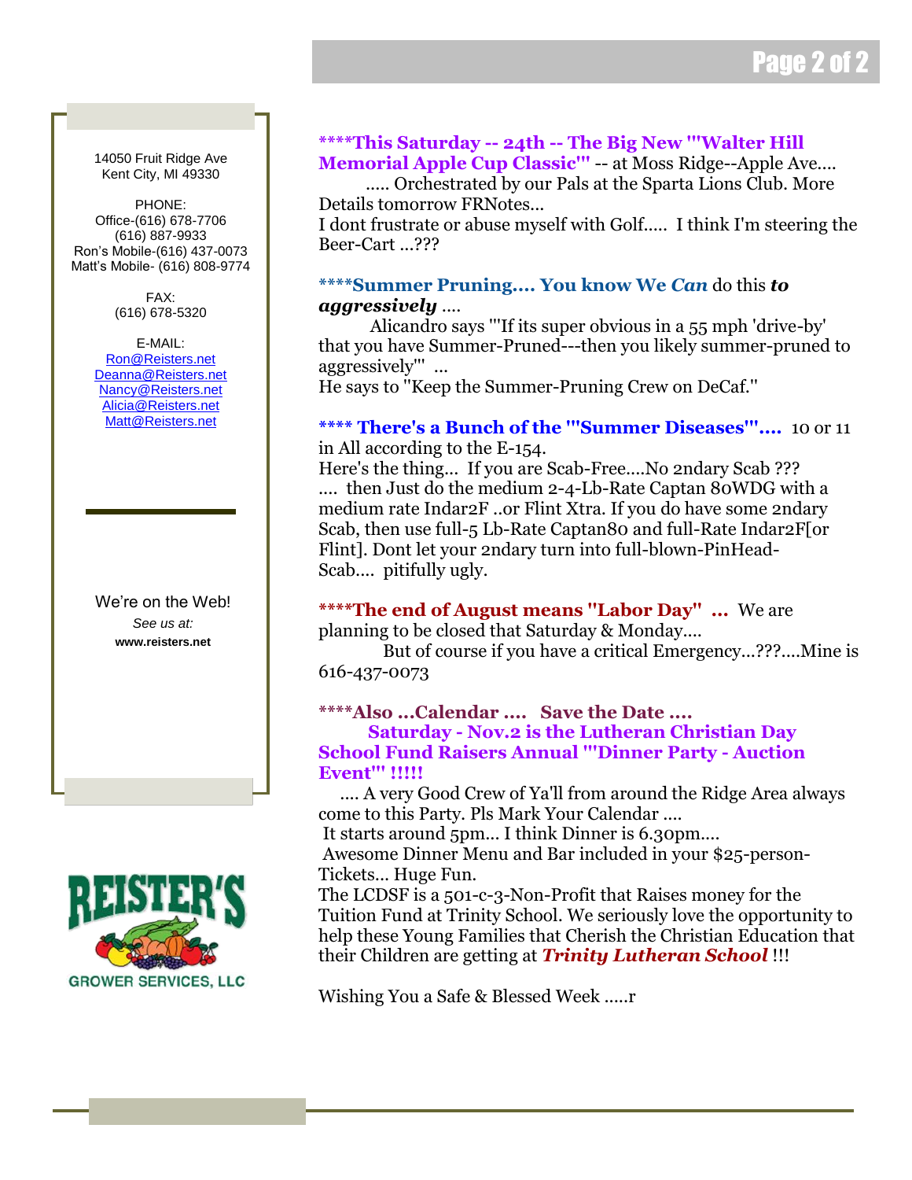14050 Fruit Ridge Ave
Kent City, MI 49330

PHONE:
Office-(616) 678-7706
(616) 887-9933
Ron's Mobile-(616) 437-0073
Matt's Mobile- (616) 808-9774

FAX:
(616) 678-5320

E-MAIL:
Ron@Reisters.net
Deanna@Reisters.net
Nancy@Reisters.net
Alicia@Reisters.net
Matt@Reisters.net

We're on the Web!
*See us at:*
**www.reisters.net**

REISTER'S
GROWER SERVICES, LLC

**\*\*\*\*This Saturday -- 24th -- The Big New '"Walter Hill Memorial Apple Cup Classic'"** -- at Moss Ridge--Apple Ave....
..... Orchestrated by our Pals at the Sparta Lions Club. More Details tomorrow FRNotes...
I dont frustrate or abuse myself with Golf..... I think I'm steering the Beer-Cart ...???

**\*\*\*\*Summer Pruning.... You know We *Can*** do this ***to aggressively*** ....
Alicandro says '"If its super obvious in a 55 mph 'drive-by' that you have Summer-Pruned---then you likely summer-pruned to aggressively'" ...
He says to "Keep the Summer-Pruning Crew on DeCaf."

**\*\*\*\* There's a Bunch of the '"Summer Diseases'"....** 10 or 11 in All according to the E-154.
Here's the thing... If you are Scab-Free....No 2ndary Scab ???
.... then Just do the medium 2-4-Lb-Rate Captan 80WDG with a medium rate Indar2F ..or Flint Xtra. If you do have some 2ndary Scab, then use full-5 Lb-Rate Captan80 and full-Rate Indar2F[or Flint]. Dont let your 2ndary turn into full-blown-PinHead-Scab.... pitifully ugly.

**\*\*\*\*The end of August means "Labor Day" ...** We are planning to be closed that Saturday & Monday....
But of course if you have a critical Emergency...???....Mine is 616-437-0073

**\*\*\*\*Also ...Calendar .... Save the Date ....**
**Saturday - Nov.2 is the Lutheran Christian Day School Fund Raisers Annual '"Dinner Party - Auction Event'" !!!!!**
.... A very Good Crew of Ya'll from around the Ridge Area always come to this Party. Pls Mark Your Calendar ....
It starts around 5pm... I think Dinner is 6.30pm....
Awesome Dinner Menu and Bar included in your $25-person-Tickets... Huge Fun.
The LCDSF is a 501-c-3-Non-Profit that Raises money for the Tuition Fund at Trinity School. We seriously love the opportunity to help these Young Families that Cherish the Christian Education that their Children are getting at ***Trinity Lutheran School*** !!!

Wishing You a Safe & Blessed Week .....r